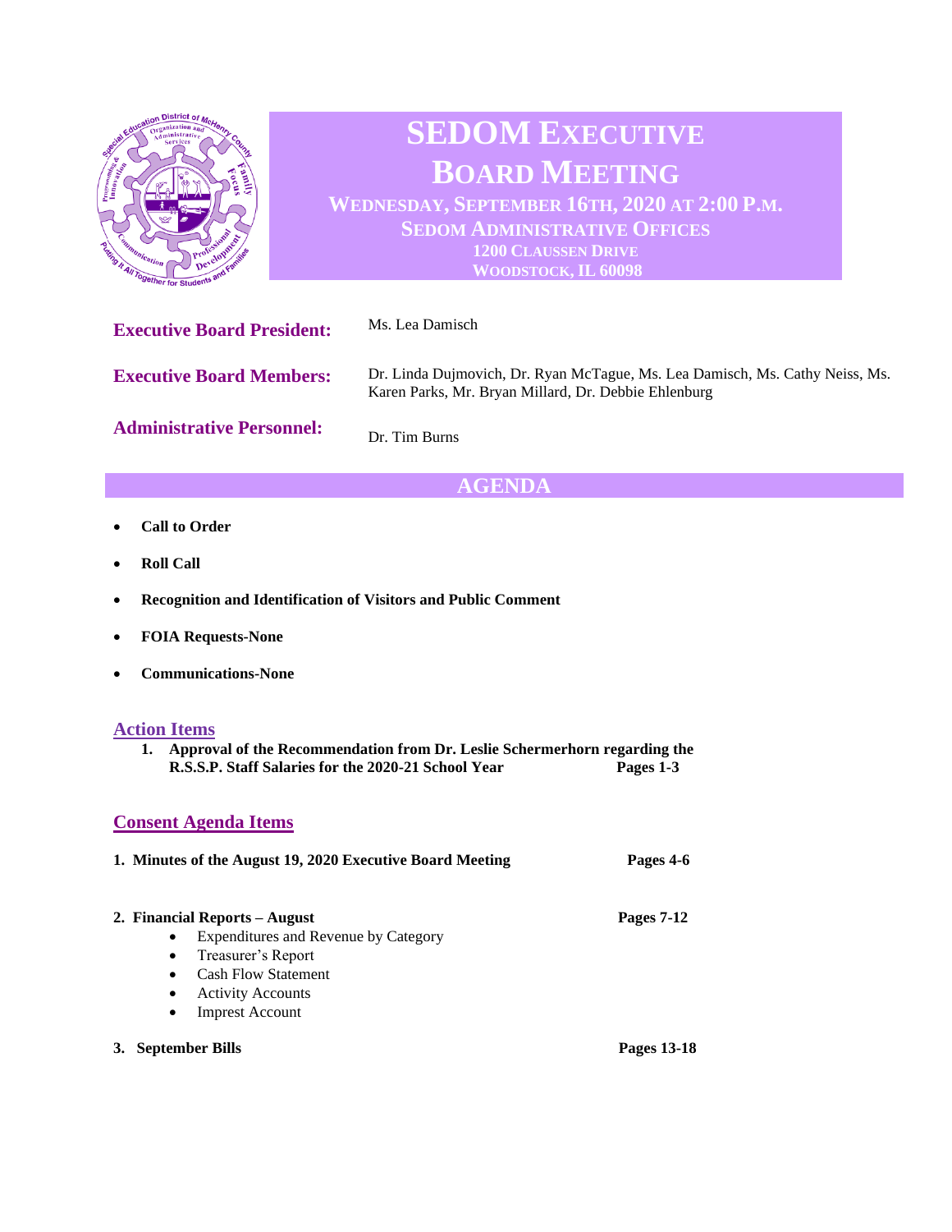# SEDOM Executive Board Meeting

**Wednesday, September 16th, 2020 at 2:00 P.M.**
**SEDOM Administrative Offices**
**1200 Claussen Drive**
**Woodstock, IL 60098**

**Executive Board President:** Ms. Lea Damisch

**Executive Board Members:** Dr. Linda Dujmovich, Dr. Ryan McTague, Ms. Lea Damisch, Ms. Cathy Neiss, Ms. Karen Parks, Mr. Bryan Millard, Dr. Debbie Ehlenburg

**Administrative Personnel:** Dr. Tim Burns

## AGENDA

- **Call to Order**
- **Roll Call**
- **Recognition and Identification of Visitors and Public Comment**
- **FOIA Requests-None**
- **Communications-None**

### Action Items

1. **Approval of the Recommendation from Dr. Leslie Schermerhorn regarding the R.S.S.P. Staff Salaries for the 2020-21 School Year** — **Pages 1-3**

### Consent Agenda Items

1. **Minutes of the August 19, 2020 Executive Board Meeting** — **Pages 4-6**

2. **Financial Reports – August** — **Pages 7-12**
   - Expenditures and Revenue by Category
   - Treasurer's Report
   - Cash Flow Statement
   - Activity Accounts
   - Imprest Account

3. **September Bills** — **Pages 13-18**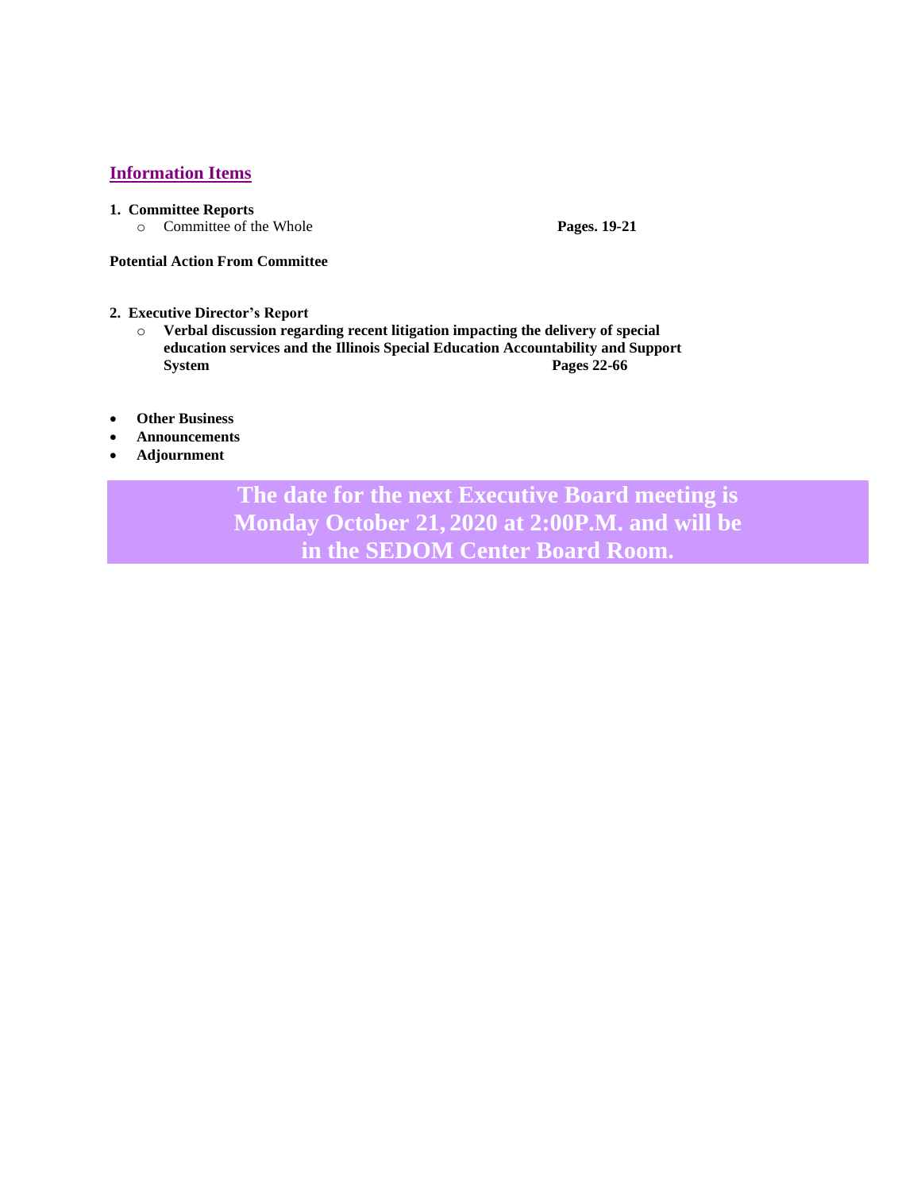## Information Items

1. **Committee Reports**
   - Committee of the Whole **Pages. 19-21**

**Potential Action From Committee**

2. **Executive Director's Report**
   - **Verbal discussion regarding recent litigation impacting the delivery of special education services and the Illinois Special Education Accountability and Support System** **Pages 22-66**

- **Other Business**
- **Announcements**
- **Adjournment**

**The date for the next Executive Board meeting is Monday October 21, 2020 at 2:00P.M. and will be in the SEDOM Center Board Room.**